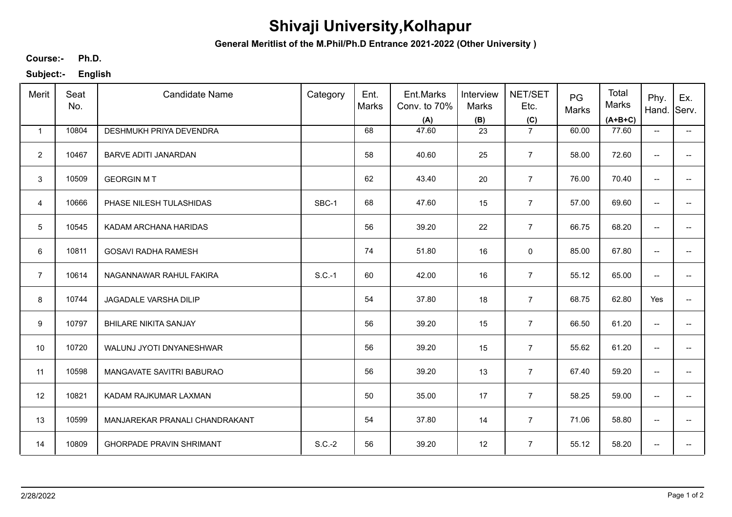# Shivaji University,Kolhapur

**General Meritlist of the M.Phil/Ph.D Entrance 2021-2022 (Other University )**

**Course:-** **Ph.D.**

**Subject:-** **English**

| Merit | Seat No. | Candidate Name | Category | Ent. Marks | Ent.Marks Conv. to 70% (A) | Interview Marks (B) | NET/SET Etc. (C) | PG Marks | Total Marks (A+B+C) | Phy. Hand. | Ex. Serv. |
|---|---|---|---|---|---|---|---|---|---|---|---|
| 1 | 10804 | DESHMUKH PRIYA DEVENDRA | | 68 | 47.60 | 23 | 7 | 60.00 | 77.60 | -- | -- |
| 2 | 10467 | BARVE ADITI JANARDAN | | 58 | 40.60 | 25 | 7 | 58.00 | 72.60 | -- | -- |
| 3 | 10509 | GEORGIN M T | | 62 | 43.40 | 20 | 7 | 76.00 | 70.40 | -- | -- |
| 4 | 10666 | PHASE NILESH TULASHIDAS | SBC-1 | 68 | 47.60 | 15 | 7 | 57.00 | 69.60 | -- | -- |
| 5 | 10545 | KADAM ARCHANA HARIDAS | | 56 | 39.20 | 22 | 7 | 66.75 | 68.20 | -- | -- |
| 6 | 10811 | GOSAVI RADHA RAMESH | | 74 | 51.80 | 16 | 0 | 85.00 | 67.80 | -- | -- |
| 7 | 10614 | NAGANNAWAR RAHUL FAKIRA | S.C.-1 | 60 | 42.00 | 16 | 7 | 55.12 | 65.00 | -- | -- |
| 8 | 10744 | JAGADALE VARSHA DILIP | | 54 | 37.80 | 18 | 7 | 68.75 | 62.80 | Yes | -- |
| 9 | 10797 | BHILARE NIKITA SANJAY | | 56 | 39.20 | 15 | 7 | 66.50 | 61.20 | -- | -- |
| 10 | 10720 | WALUNJ JYOTI DNYANESHWAR | | 56 | 39.20 | 15 | 7 | 55.62 | 61.20 | -- | -- |
| 11 | 10598 | MANGAVATE SAVITRI BABURAO | | 56 | 39.20 | 13 | 7 | 67.40 | 59.20 | -- | -- |
| 12 | 10821 | KADAM RAJKUMAR LAXMAN | | 50 | 35.00 | 17 | 7 | 58.25 | 59.00 | -- | -- |
| 13 | 10599 | MANJAREKAR PRANALI CHANDRAKANT | | 54 | 37.80 | 14 | 7 | 71.06 | 58.80 | -- | -- |
| 14 | 10809 | GHORPADE PRAVIN SHRIMANT | S.C.-2 | 56 | 39.20 | 12 | 7 | 55.12 | 58.20 | -- | -- |

2/28/2022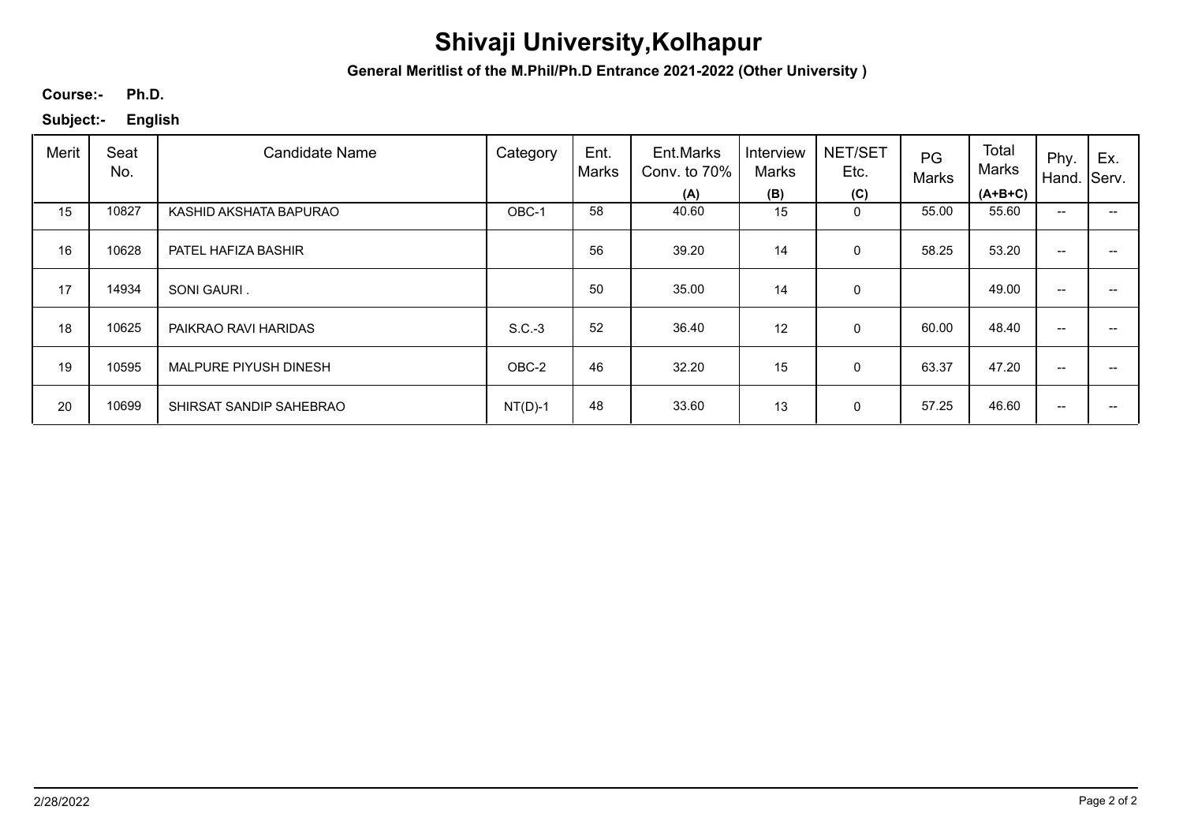# Shivaji University,Kolhapur

**General Meritlist of the M.Phil/Ph.D Entrance 2021-2022 (Other University )**

**Course:-** **Ph.D.**

**Subject:-** **English**

| Merit | Seat No. | Candidate Name | Category | Ent. Marks | Ent.Marks Conv. to 70% (A) | Interview Marks (B) | NET/SET Etc. (C) | PG Marks | Total Marks (A+B+C) | Phy. Hand. | Ex. Serv. |
|---|---|---|---|---|---|---|---|---|---|---|---|
| 15 | 10827 | KASHID AKSHATA BAPURAO | OBC-1 | 58 | 40.60 | 15 | 0 | 55.00 | 55.60 | -- | -- |
| 16 | 10628 | PATEL HAFIZA BASHIR | | 56 | 39.20 | 14 | 0 | 58.25 | 53.20 | -- | -- |
| 17 | 14934 | SONI GAURI . | | 50 | 35.00 | 14 | 0 | | 49.00 | -- | -- |
| 18 | 10625 | PAIKRAO RAVI HARIDAS | S.C.-3 | 52 | 36.40 | 12 | 0 | 60.00 | 48.40 | -- | -- |
| 19 | 10595 | MALPURE PIYUSH DINESH | OBC-2 | 46 | 32.20 | 15 | 0 | 63.37 | 47.20 | -- | -- |
| 20 | 10699 | SHIRSAT SANDIP SAHEBRAO | NT(D)-1 | 48 | 33.60 | 13 | 0 | 57.25 | 46.60 | -- | -- |

2/28/2022